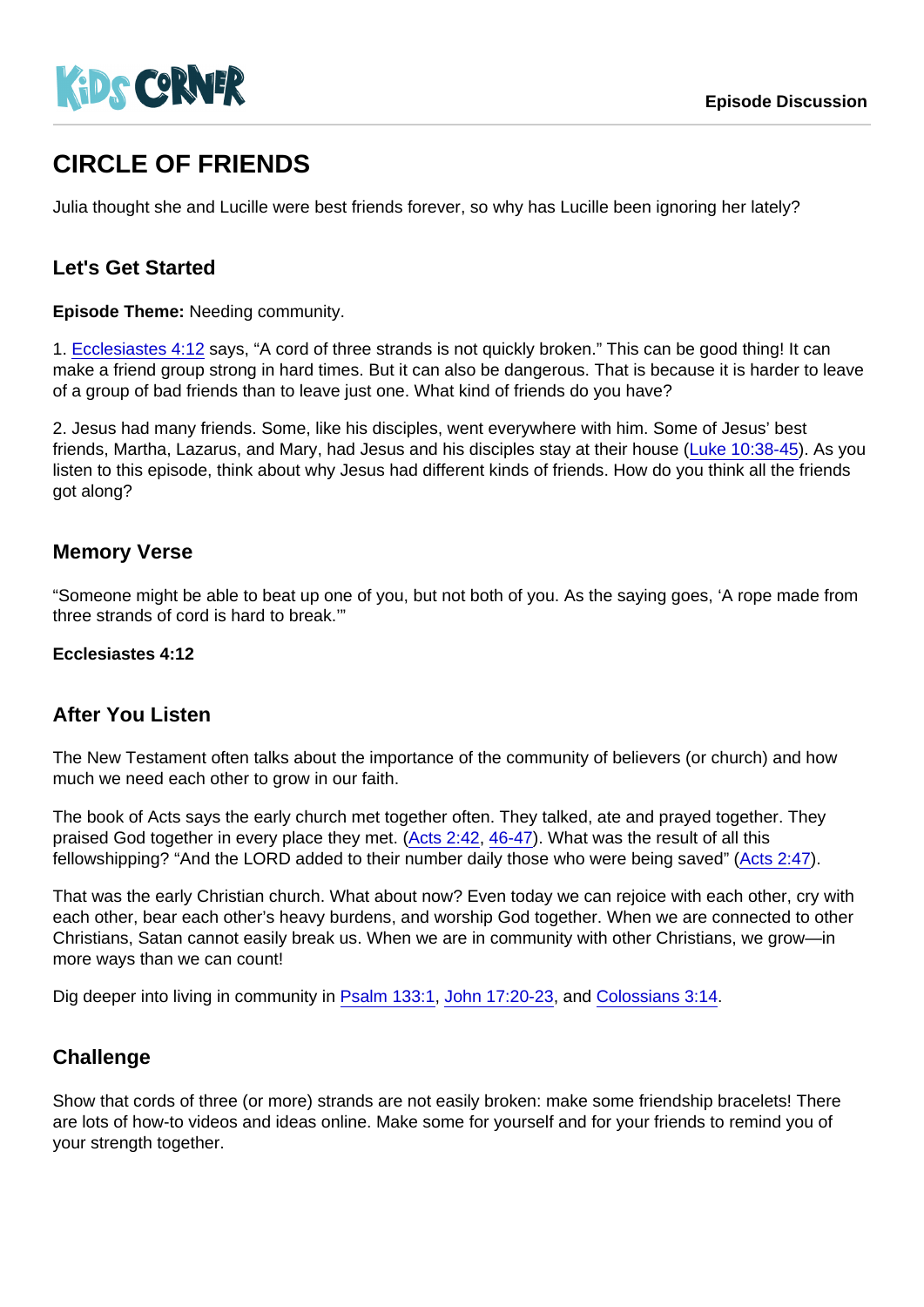KiDS CORNER

Episode Discussion

# CIRCLE OF FRIENDS

Julia thought she and Lucille were best friends forever, so why has Lucille been ignoring her lately?

## Let's Get Started

**Episode Theme:** Needing community.

1. Ecclesiastes 4:12 says, "A cord of three strands is not quickly broken." This can be good thing! It can make a friend group strong in hard times. But it can also be dangerous. That is because it is harder to leave of a group of bad friends than to leave just one. What kind of friends do you have?

2. Jesus had many friends. Some, like his disciples, went everywhere with him. Some of Jesus' best friends, Martha, Lazarus, and Mary, had Jesus and his disciples stay at their house (Luke 10:38-45). As you listen to this episode, think about why Jesus had different kinds of friends. How do you think all the friends got along?

## Memory Verse

"Someone might be able to beat up one of you, but not both of you. As the saying goes, 'A rope made from three strands of cord is hard to break.'"

**Ecclesiastes 4:12**

## After You Listen

The New Testament often talks about the importance of the community of believers (or church) and how much we need each other to grow in our faith.

The book of Acts says the early church met together often. They talked, ate and prayed together. They praised God together in every place they met. (Acts 2:42, 46-47). What was the result of all this fellowshipping? "And the LORD added to their number daily those who were being saved" (Acts 2:47).

That was the early Christian church. What about now? Even today we can rejoice with each other, cry with each other, bear each other's heavy burdens, and worship God together. When we are connected to other Christians, Satan cannot easily break us. When we are in community with other Christians, we grow—in more ways than we can count!

Dig deeper into living in community in Psalm 133:1, John 17:20-23, and Colossians 3:14.

## Challenge

Show that cords of three (or more) strands are not easily broken: make some friendship bracelets! There are lots of how-to videos and ideas online. Make some for yourself and for your friends to remind you of your strength together.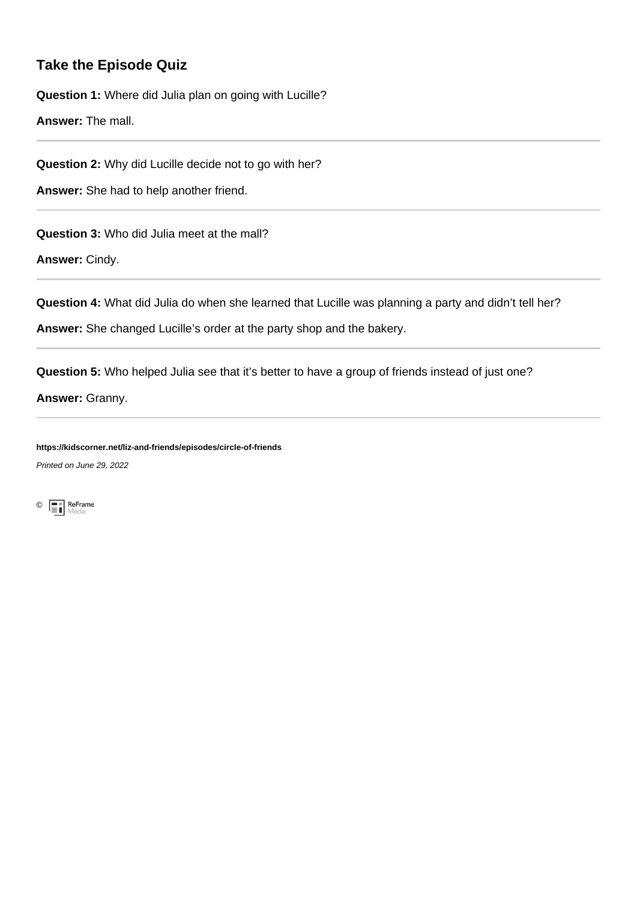## Take the Episode Quiz

**Question 1:** Where did Julia plan on going with Lucille?

**Answer:** The mall.

---

**Question 2:** Why did Lucille decide not to go with her?

**Answer:** She had to help another friend.

---

**Question 3:** Who did Julia meet at the mall?

**Answer:** Cindy.

---

**Question 4:** What did Julia do when she learned that Lucille was planning a party and didn't tell her?

**Answer:** She changed Lucille's order at the party shop and the bakery.

---

**Question 5:** Who helped Julia see that it's better to have a group of friends instead of just one?

**Answer:** Granny.

---

**https://kidscorner.net/liz-and-friends/episodes/circle-of-friends**

*Printed on June 29, 2022*

© ReFrame Media